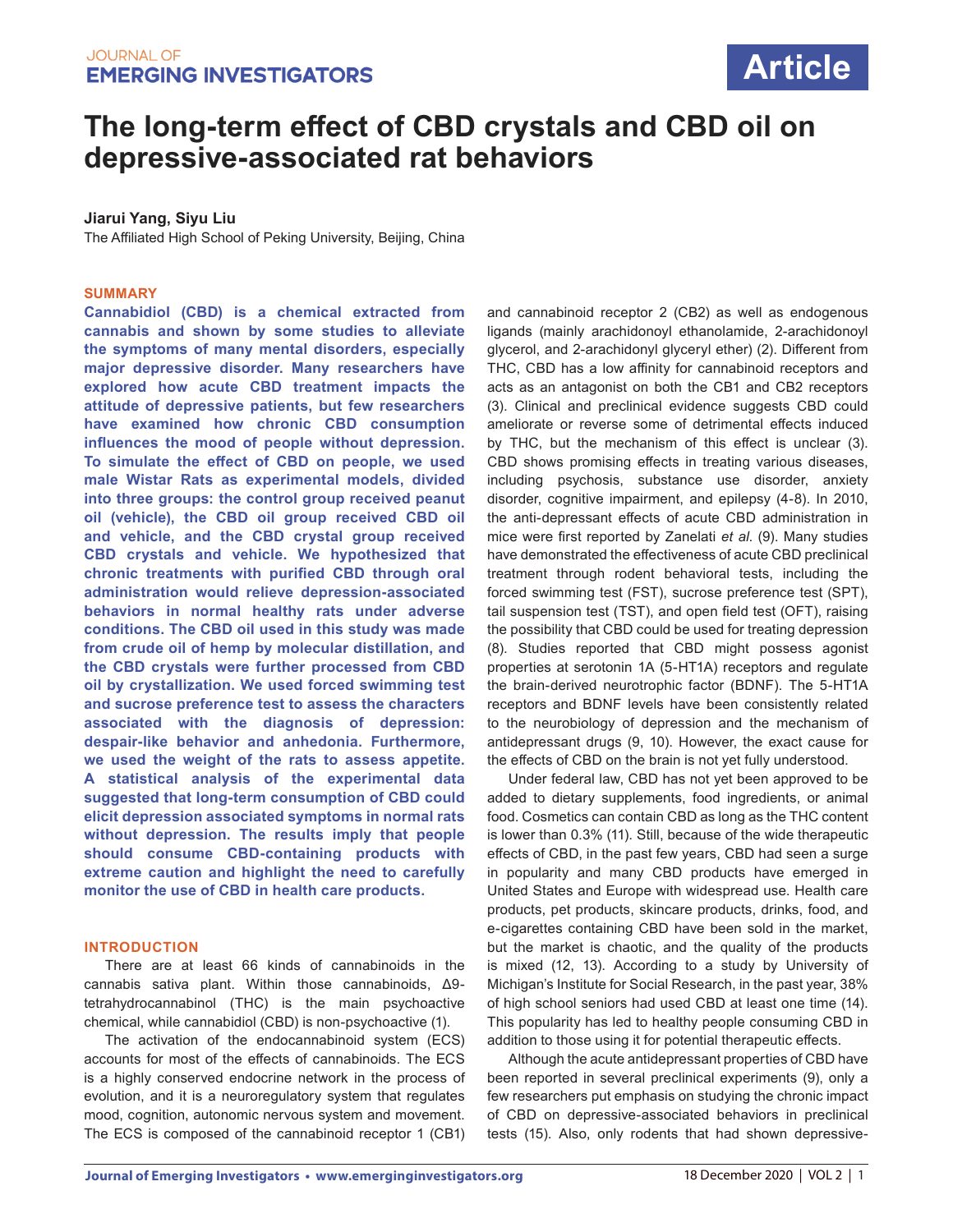# The long-term effect of CBD crystals and CBD oil on depressive-associated rat behaviors

**Jiarui Yang, Siyu Liu**

The Affiliated High School of Peking University, Beijing, China

## SUMMARY

**Cannabidiol (CBD) is a chemical extracted from cannabis and shown by some studies to alleviate the symptoms of many mental disorders, especially major depressive disorder. Many researchers have explored how acute CBD treatment impacts the attitude of depressive patients, but few researchers have examined how chronic CBD consumption influences the mood of people without depression. To simulate the effect of CBD on people, we used male Wistar Rats as experimental models, divided into three groups: the control group received peanut oil (vehicle), the CBD oil group received CBD oil and vehicle, and the CBD crystal group received CBD crystals and vehicle. We hypothesized that chronic treatments with purified CBD through oral administration would relieve depression-associated behaviors in normal healthy rats under adverse conditions. The CBD oil used in this study was made from crude oil of hemp by molecular distillation, and the CBD crystals were further processed from CBD oil by crystallization. We used forced swimming test and sucrose preference test to assess the characters associated with the diagnosis of depression: despair-like behavior and anhedonia. Furthermore, we used the weight of the rats to assess appetite. A statistical analysis of the experimental data suggested that long-term consumption of CBD could elicit depression associated symptoms in normal rats without depression. The results imply that people should consume CBD-containing products with extreme caution and highlight the need to carefully monitor the use of CBD in health care products.**

## INTRODUCTION

There are at least 66 kinds of cannabinoids in the cannabis sativa plant. Within those cannabinoids, Δ9-tetrahydrocannabinol (THC) is the main psychoactive chemical, while cannabidiol (CBD) is non-psychoactive (1).

The activation of the endocannabinoid system (ECS) accounts for most of the effects of cannabinoids. The ECS is a highly conserved endocrine network in the process of evolution, and it is a neuroregulatory system that regulates mood, cognition, autonomic nervous system and movement. The ECS is composed of the cannabinoid receptor 1 (CB1) and cannabinoid receptor 2 (CB2) as well as endogenous ligands (mainly arachidonoyl ethanolamide, 2-arachidonoyl glycerol, and 2-arachidonyl glyceryl ether) (2). Different from THC, CBD has a low affinity for cannabinoid receptors and acts as an antagonist on both the CB1 and CB2 receptors (3). Clinical and preclinical evidence suggests CBD could ameliorate or reverse some of detrimental effects induced by THC, but the mechanism of this effect is unclear (3). CBD shows promising effects in treating various diseases, including psychosis, substance use disorder, anxiety disorder, cognitive impairment, and epilepsy (4-8). In 2010, the anti-depressant effects of acute CBD administration in mice were first reported by Zanelati *et al.* (9). Many studies have demonstrated the effectiveness of acute CBD preclinical treatment through rodent behavioral tests, including the forced swimming test (FST), sucrose preference test (SPT), tail suspension test (TST), and open field test (OFT), raising the possibility that CBD could be used for treating depression (8). Studies reported that CBD might possess agonist properties at serotonin 1A (5-HT1A) receptors and regulate the brain-derived neurotrophic factor (BDNF). The 5-HT1A receptors and BDNF levels have been consistently related to the neurobiology of depression and the mechanism of antidepressant drugs (9, 10). However, the exact cause for the effects of CBD on the brain is not yet fully understood.

Under federal law, CBD has not yet been approved to be added to dietary supplements, food ingredients, or animal food. Cosmetics can contain CBD as long as the THC content is lower than 0.3% (11). Still, because of the wide therapeutic effects of CBD, in the past few years, CBD had seen a surge in popularity and many CBD products have emerged in United States and Europe with widespread use. Health care products, pet products, skincare products, drinks, food, and e-cigarettes containing CBD have been sold in the market, but the market is chaotic, and the quality of the products is mixed (12, 13). According to a study by University of Michigan's Institute for Social Research, in the past year, 38% of high school seniors had used CBD at least one time (14). This popularity has led to healthy people consuming CBD in addition to those using it for potential therapeutic effects.

Although the acute antidepressant properties of CBD have been reported in several preclinical experiments (9), only a few researchers put emphasis on studying the chronic impact of CBD on depressive-associated behaviors in preclinical tests (15). Also, only rodents that had shown depressive-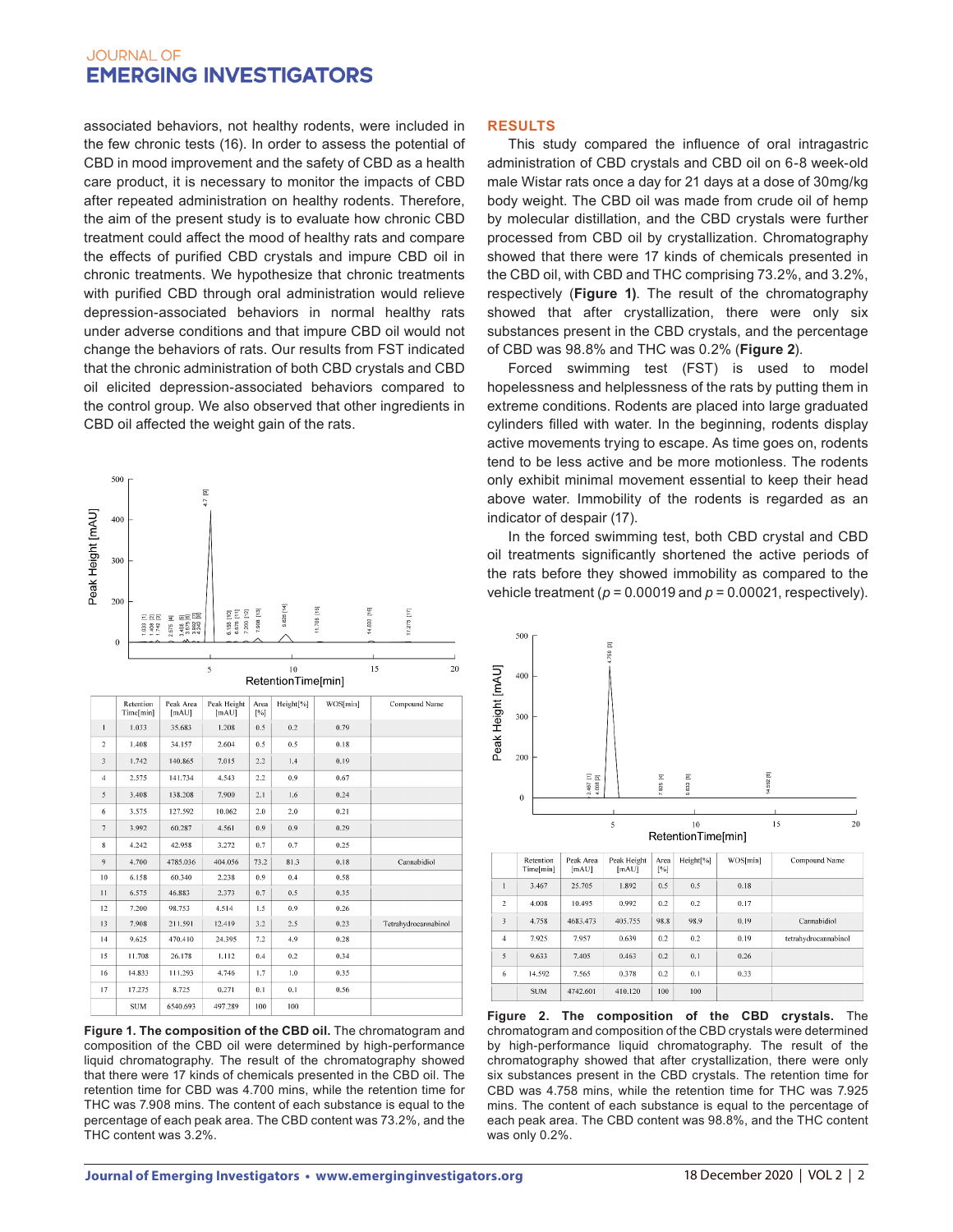associated behaviors, not healthy rodents, were included in the few chronic tests (16). In order to assess the potential of CBD in mood improvement and the safety of CBD as a health care product, it is necessary to monitor the impacts of CBD after repeated administration on healthy rodents. Therefore, the aim of the present study is to evaluate how chronic CBD treatment could affect the mood of healthy rats and compare the effects of purified CBD crystals and impure CBD oil in chronic treatments. We hypothesize that chronic treatments with purified CBD through oral administration would relieve depression-associated behaviors in normal healthy rats under adverse conditions and that impure CBD oil would not change the behaviors of rats. Our results from FST indicated that the chronic administration of both CBD crystals and CBD oil elicited depression-associated behaviors compared to the control group. We also observed that other ingredients in CBD oil affected the weight gain of the rats.

|  | Retention Time[min] | Peak Area [mAU] | Peak Height [mAU] | Area [%] | Height[%] | WOS[min] | Compound Name |
|---|---|---|---|---|---|---|---|
| 1 | 1.033 | 35.683 | 1.208 | 0.5 | 0.2 | 0.79 |  |
| 2 | 1.408 | 34.157 | 2.604 | 0.5 | 0.5 | 0.18 |  |
| 3 | 1.742 | 140.865 | 7.015 | 2.2 | 1.4 | 0.19 |  |
| 4 | 2.575 | 141.734 | 4.543 | 2.2 | 0.9 | 0.67 |  |
| 5 | 3.408 | 138.208 | 7.900 | 2.1 | 1.6 | 0.24 |  |
| 6 | 3.575 | 127.592 | 10.062 | 2.0 | 2.0 | 0.21 |  |
| 7 | 3.992 | 60.287 | 4.561 | 0.9 | 0.9 | 0.29 |  |
| 8 | 4.242 | 42.958 | 3.272 | 0.7 | 0.7 | 0.25 |  |
| 9 | 4.700 | 4785.036 | 404.056 | 73.2 | 81.3 | 0.18 | Cannabidiol |
| 10 | 6.158 | 60.340 | 2.238 | 0.9 | 0.4 | 0.58 |  |
| 11 | 6.575 | 46.883 | 2.373 | 0.7 | 0.5 | 0.35 |  |
| 12 | 7.200 | 98.753 | 4.514 | 1.5 | 0.9 | 0.26 |  |
| 13 | 7.908 | 211.591 | 12.419 | 3.2 | 2.5 | 0.23 | Tetrahydrocannabinol |
| 14 | 9.625 | 470.410 | 24.395 | 7.2 | 4.9 | 0.28 |  |
| 15 | 11.708 | 26.178 | 1.112 | 0.4 | 0.2 | 0.34 |  |
| 16 | 14.833 | 111.293 | 4.746 | 1.7 | 1.0 | 0.35 |  |
| 17 | 17.275 | 8.725 | 0.271 | 0.1 | 0.1 | 0.56 |  |
|  | SUM | 6540.693 | 497.289 | 100 | 100 |  |  |

**Figure 1. The composition of the CBD oil.** The chromatogram and composition of the CBD oil were determined by high-performance liquid chromatography. The result of the chromatography showed that there were 17 kinds of chemicals presented in the CBD oil. The retention time for CBD was 4.700 mins, while the retention time for THC was 7.908 mins. The content of each substance is equal to the percentage of each peak area. The CBD content was 73.2%, and the THC content was 3.2%.

## RESULTS

This study compared the influence of oral intragastric administration of CBD crystals and CBD oil on 6-8 week-old male Wistar rats once a day for 21 days at a dose of 30mg/kg body weight. The CBD oil was made from crude oil of hemp by molecular distillation, and the CBD crystals were further processed from CBD oil by crystallization. Chromatography showed that there were 17 kinds of chemicals presented in the CBD oil, with CBD and THC comprising 73.2%, and 3.2%, respectively (**Figure 1**). The result of the chromatography showed that after crystallization, there were only six substances present in the CBD crystals, and the percentage of CBD was 98.8% and THC was 0.2% (**Figure 2**).

Forced swimming test (FST) is used to model hopelessness and helplessness of the rats by putting them in extreme conditions. Rodents are placed into large graduated cylinders filled with water. In the beginning, rodents display active movements trying to escape. As time goes on, rodents tend to be less active and be more motionless. The rodents only exhibit minimal movement essential to keep their head above water. Immobility of the rodents is regarded as an indicator of despair (17).

In the forced swimming test, both CBD crystal and CBD oil treatments significantly shortened the active periods of the rats before they showed immobility as compared to the vehicle treatment ($p = 0.00019$ and $p = 0.00021$, respectively).

|  | Retention Time[min] | Peak Area [mAU] | Peak Height [mAU] | Area [%] | Height[%] | WOS[min] | Compound Name |
|---|---|---|---|---|---|---|---|
| 1 | 3.467 | 25.705 | 1.892 | 0.5 | 0.5 | 0.18 |  |
| 2 | 4.008 | 10.495 | 0.992 | 0.2 | 0.2 | 0.17 |  |
| 3 | 4.758 | 4683.473 | 405.755 | 98.8 | 98.9 | 0.19 | Cannabidiol |
| 4 | 7.925 | 7.957 | 0.639 | 0.2 | 0.2 | 0.19 | tetrahydrocannabinol |
| 5 | 9.633 | 7.405 | 0.463 | 0.2 | 0.1 | 0.26 |  |
| 6 | 14.592 | 7.565 | 0.378 | 0.2 | 0.1 | 0.33 |  |
|  | SUM | 4742.601 | 410.120 | 100 | 100 |  |  |

**Figure 2. The composition of the CBD crystals.** The chromatogram and composition of the CBD crystals were determined by high-performance liquid chromatography. The result of the chromatography showed that after crystallization, there were only six substances present in the CBD crystals. The retention time for CBD was 4.758 mins, while the retention time for THC was 7.925 mins. The content of each substance is equal to the percentage of each peak area. The CBD content was 98.8%, and the THC content was only 0.2%.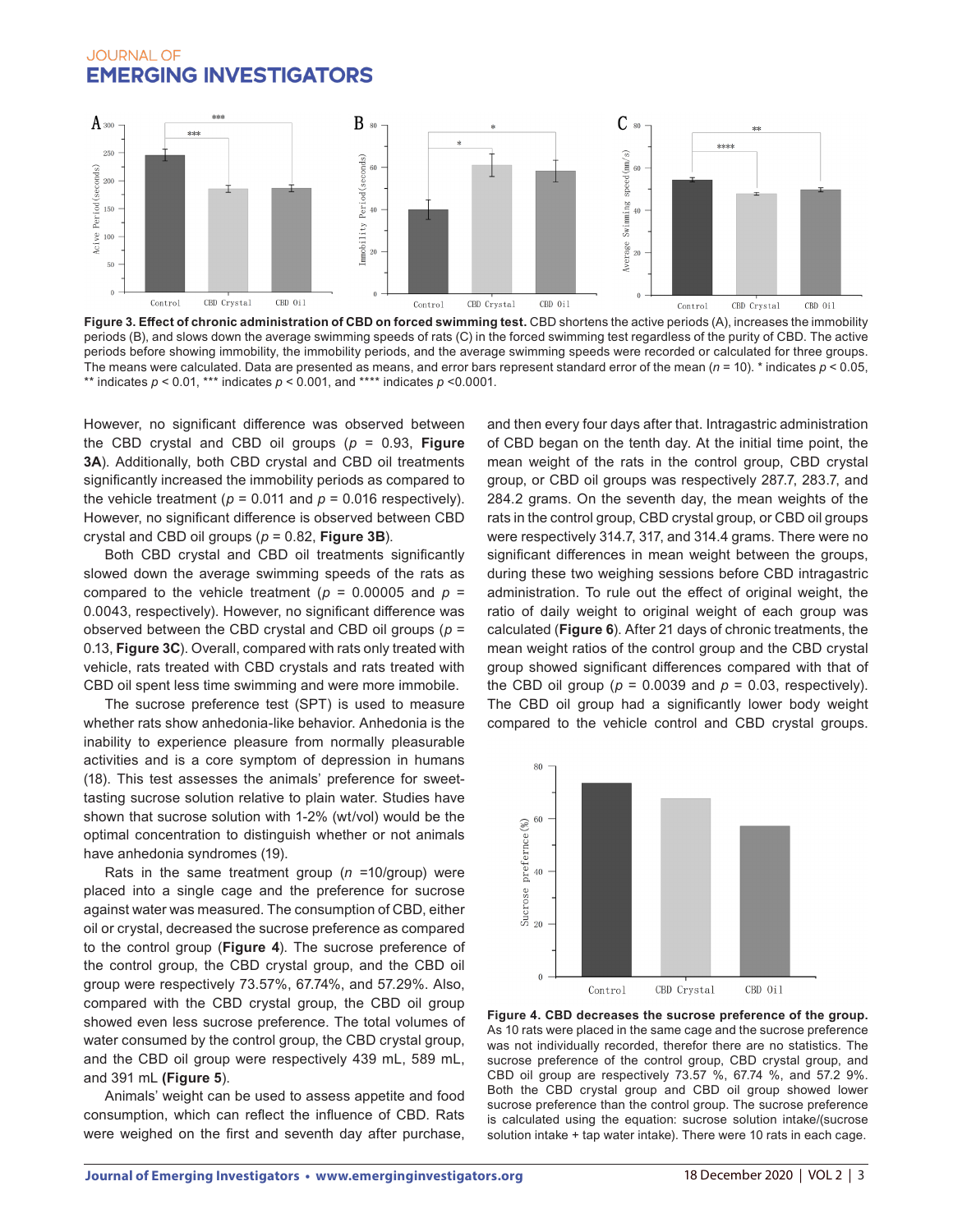**Figure 3. Effect of chronic administration of CBD on forced swimming test.** CBD shortens the active periods (A), increases the immobility periods (B), and slows down the average swimming speeds of rats (C) in the forced swimming test regardless of the purity of CBD. The active periods before showing immobility, the immobility periods, and the average swimming speeds were recorded or calculated for three groups. The means were calculated. Data are presented as means, and error bars represent standard error of the mean ($n$ = 10). * indicates $p < 0.05$, ** indicates $p < 0.01$, *** indicates $p < 0.001$, and **** indicates $p < 0.0001$.

However, no significant difference was observed between the CBD crystal and CBD oil groups ($p$ = 0.93, **Figure 3A**). Additionally, both CBD crystal and CBD oil treatments significantly increased the immobility periods as compared to the vehicle treatment ($p$ = 0.011 and $p$ = 0.016 respectively). However, no significant difference is observed between CBD crystal and CBD oil groups ($p$ = 0.82, **Figure 3B**).

Both CBD crystal and CBD oil treatments significantly slowed down the average swimming speeds of the rats as compared to the vehicle treatment ($p$ = 0.00005 and $p$ = 0.0043, respectively). However, no significant difference was observed between the CBD crystal and CBD oil groups ($p$ = 0.13, **Figure 3C**). Overall, compared with rats only treated with vehicle, rats treated with CBD crystals and rats treated with CBD oil spent less time swimming and were more immobile.

The sucrose preference test (SPT) is used to measure whether rats show anhedonia-like behavior. Anhedonia is the inability to experience pleasure from normally pleasurable activities and is a core symptom of depression in humans (18). This test assesses the animals' preference for sweet-tasting sucrose solution relative to plain water. Studies have shown that sucrose solution with 1-2% (wt/vol) would be the optimal concentration to distinguish whether or not animals have anhedonia syndromes (19).

Rats in the same treatment group ($n$ =10/group) were placed into a single cage and the preference for sucrose against water was measured. The consumption of CBD, either oil or crystal, decreased the sucrose preference as compared to the control group (**Figure 4**). The sucrose preference of the control group, the CBD crystal group, and the CBD oil group were respectively 73.57%, 67.74%, and 57.29%. Also, compared with the CBD crystal group, the CBD oil group showed even less sucrose preference. The total volumes of water consumed by the control group, the CBD crystal group, and the CBD oil group were respectively 439 mL, 589 mL, and 391 mL **(Figure 5)**.

Animals' weight can be used to assess appetite and food consumption, which can reflect the influence of CBD. Rats were weighed on the first and seventh day after purchase, and then every four days after that. Intragastric administration of CBD began on the tenth day. At the initial time point, the mean weight of the rats in the control group, CBD crystal group, or CBD oil groups was respectively 287.7, 283.7, and 284.2 grams. On the seventh day, the mean weights of the rats in the control group, CBD crystal group, or CBD oil groups were respectively 314.7, 317, and 314.4 grams. There were no significant differences in mean weight between the groups, during these two weighing sessions before CBD intragastric administration. To rule out the effect of original weight, the ratio of daily weight to original weight of each group was calculated (**Figure 6**). After 21 days of chronic treatments, the mean weight ratios of the control group and the CBD crystal group showed significant differences compared with that of the CBD oil group ($p$ = 0.0039 and $p$ = 0.03, respectively). The CBD oil group had a significantly lower body weight compared to the vehicle control and CBD crystal groups.

**Figure 4. CBD decreases the sucrose preference of the group.** As 10 rats were placed in the same cage and the sucrose preference was not individually recorded, therefor there are no statistics. The sucrose preference of the control group, CBD crystal group, and CBD oil group are respectively 73.57 %, 67.74 %, and 57.2 9%. Both the CBD crystal group and CBD oil group showed lower sucrose preference than the control group. The sucrose preference is calculated using the equation: sucrose solution intake/(sucrose solution intake + tap water intake). There were 10 rats in each cage.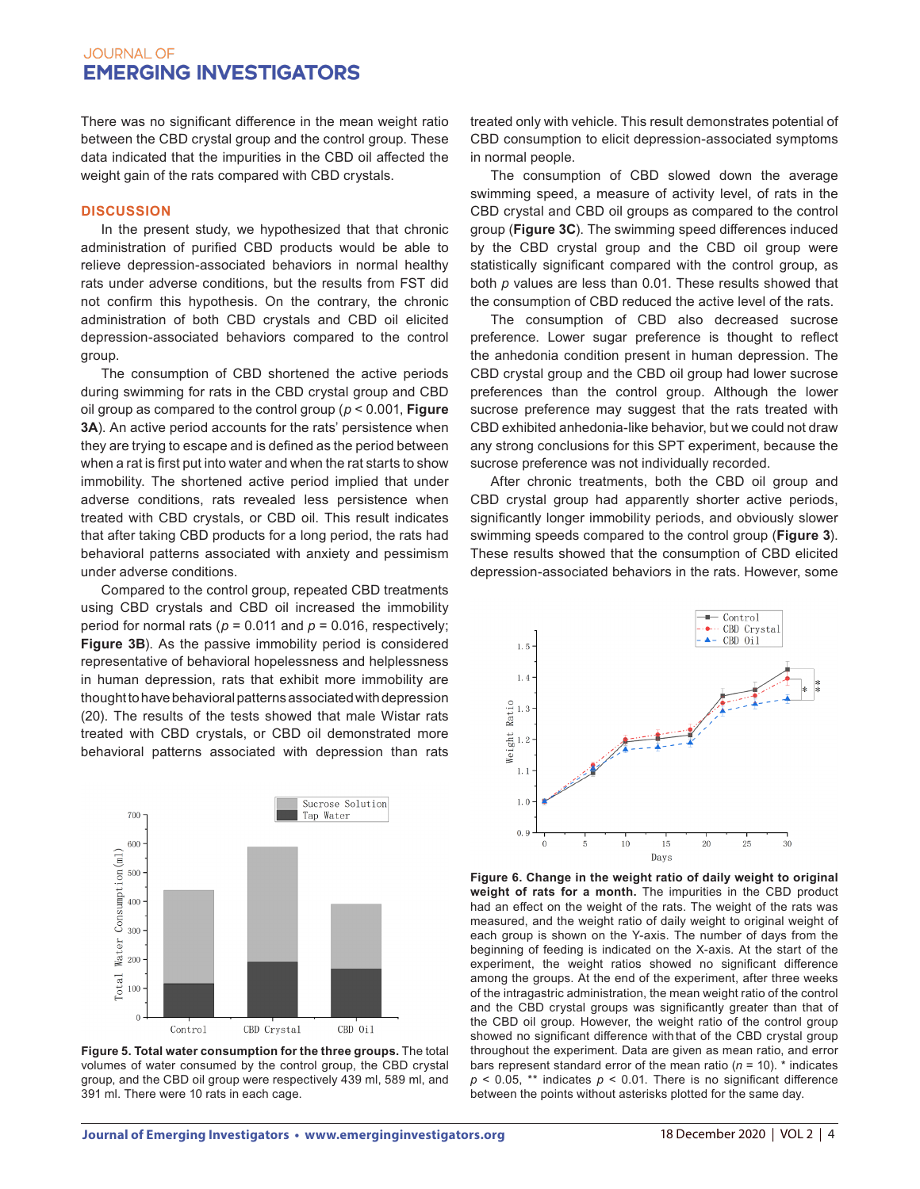There was no significant difference in the mean weight ratio between the CBD crystal group and the control group. These data indicated that the impurities in the CBD oil affected the weight gain of the rats compared with CBD crystals.

## DISCUSSION

In the present study, we hypothesized that that chronic administration of purified CBD products would be able to relieve depression-associated behaviors in normal healthy rats under adverse conditions, but the results from FST did not confirm this hypothesis. On the contrary, the chronic administration of both CBD crystals and CBD oil elicited depression-associated behaviors compared to the control group.

The consumption of CBD shortened the active periods during swimming for rats in the CBD crystal group and CBD oil group as compared to the control group ($p < 0.001$, **Figure 3A**). An active period accounts for the rats' persistence when they are trying to escape and is defined as the period between when a rat is first put into water and when the rat starts to show immobility. The shortened active period implied that under adverse conditions, rats revealed less persistence when treated with CBD crystals, or CBD oil. This result indicates that after taking CBD products for a long period, the rats had behavioral patterns associated with anxiety and pessimism under adverse conditions.

Compared to the control group, repeated CBD treatments using CBD crystals and CBD oil increased the immobility period for normal rats ($p = 0.011$ and $p = 0.016$, respectively; **Figure 3B**). As the passive immobility period is considered representative of behavioral hopelessness and helplessness in human depression, rats that exhibit more immobility are thought to have behavioral patterns associated with depression (20). The results of the tests showed that male Wistar rats treated with CBD crystals, or CBD oil demonstrated more behavioral patterns associated with depression than rats treated only with vehicle. This result demonstrates potential of CBD consumption to elicit depression-associated symptoms in normal people.

The consumption of CBD slowed down the average swimming speed, a measure of activity level, of rats in the CBD crystal and CBD oil groups as compared to the control group (**Figure 3C**). The swimming speed differences induced by the CBD crystal group and the CBD oil group were statistically significant compared with the control group, as both $p$ values are less than 0.01. These results showed that the consumption of CBD reduced the active level of the rats.

The consumption of CBD also decreased sucrose preference. Lower sugar preference is thought to reflect the anhedonia condition present in human depression. The CBD crystal group and the CBD oil group had lower sucrose preferences than the control group. Although the lower sucrose preference may suggest that the rats treated with CBD exhibited anhedonia-like behavior, but we could not draw any strong conclusions for this SPT experiment, because the sucrose preference was not individually recorded.

After chronic treatments, both the CBD oil group and CBD crystal group had apparently shorter active periods, significantly longer immobility periods, and obviously slower swimming speeds compared to the control group (**Figure 3**). These results showed that the consumption of CBD elicited depression-associated behaviors in the rats. However, some

**Figure 5. Total water consumption for the three groups.** The total volumes of water consumed by the control group, the CBD crystal group, and the CBD oil group were respectively 439 ml, 589 ml, and 391 ml. There were 10 rats in each cage.

**Figure 6. Change in the weight ratio of daily weight to original weight of rats for a month.** The impurities in the CBD product had an effect on the weight of the rats. The weight of the rats was measured, and the weight ratio of daily weight to original weight of each group is shown on the Y-axis. The number of days from the beginning of feeding is indicated on the X-axis. At the start of the experiment, the weight ratios showed no significant difference among the groups. At the end of the experiment, after three weeks of the intragastric administration, the mean weight ratio of the control and the CBD crystal groups was significantly greater than that of the CBD oil group. However, the weight ratio of the control group showed no significant difference with that of the CBD crystal group throughout the experiment. Data are given as mean ratio, and error bars represent standard error of the mean ratio ($n = 10$). * indicates $p < 0.05$, ** indicates $p < 0.01$. There is no significant difference between the points without asterisks plotted for the same day.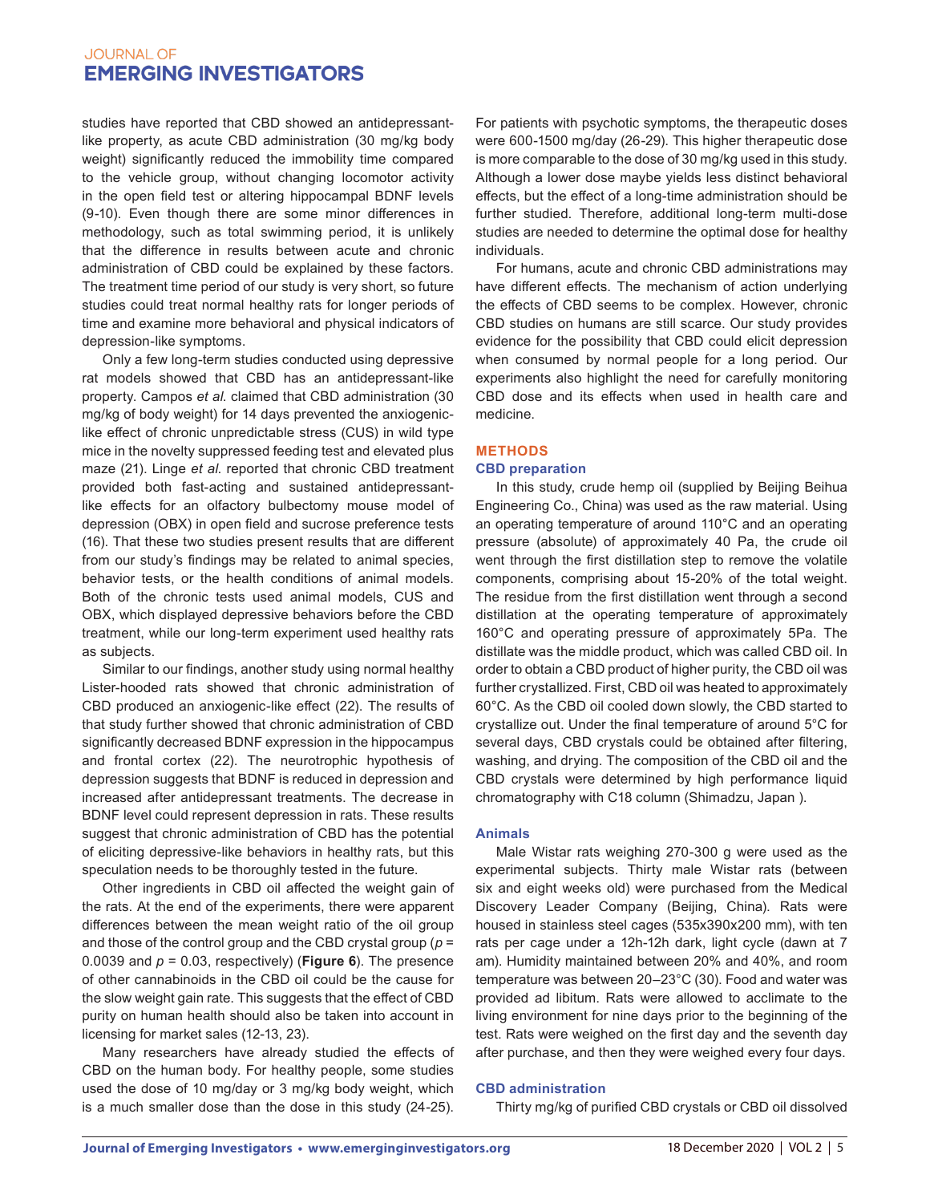studies have reported that CBD showed an antidepressant-like property, as acute CBD administration (30 mg/kg body weight) significantly reduced the immobility time compared to the vehicle group, without changing locomotor activity in the open field test or altering hippocampal BDNF levels (9-10). Even though there are some minor differences in methodology, such as total swimming period, it is unlikely that the difference in results between acute and chronic administration of CBD could be explained by these factors. The treatment time period of our study is very short, so future studies could treat normal healthy rats for longer periods of time and examine more behavioral and physical indicators of depression-like symptoms.

Only a few long-term studies conducted using depressive rat models showed that CBD has an antidepressant-like property. Campos *et al.* claimed that CBD administration (30 mg/kg of body weight) for 14 days prevented the anxiogenic-like effect of chronic unpredictable stress (CUS) in wild type mice in the novelty suppressed feeding test and elevated plus maze (21). Linge *et al.* reported that chronic CBD treatment provided both fast-acting and sustained antidepressant-like effects for an olfactory bulbectomy mouse model of depression (OBX) in open field and sucrose preference tests (16). That these two studies present results that are different from our study's findings may be related to animal species, behavior tests, or the health conditions of animal models. Both of the chronic tests used animal models, CUS and OBX, which displayed depressive behaviors before the CBD treatment, while our long-term experiment used healthy rats as subjects.

Similar to our findings, another study using normal healthy Lister-hooded rats showed that chronic administration of CBD produced an anxiogenic-like effect (22). The results of that study further showed that chronic administration of CBD significantly decreased BDNF expression in the hippocampus and frontal cortex (22). The neurotrophic hypothesis of depression suggests that BDNF is reduced in depression and increased after antidepressant treatments. The decrease in BDNF level could represent depression in rats. These results suggest that chronic administration of CBD has the potential of eliciting depressive-like behaviors in healthy rats, but this speculation needs to be thoroughly tested in the future.

Other ingredients in CBD oil affected the weight gain of the rats. At the end of the experiments, there were apparent differences between the mean weight ratio of the oil group and those of the control group and the CBD crystal group ($p$ = 0.0039 and $p$ = 0.03, respectively) (**Figure 6**). The presence of other cannabinoids in the CBD oil could be the cause for the slow weight gain rate. This suggests that the effect of CBD purity on human health should also be taken into account in licensing for market sales (12-13, 23).

Many researchers have already studied the effects of CBD on the human body. For healthy people, some studies used the dose of 10 mg/day or 3 mg/kg body weight, which is a much smaller dose than the dose in this study (24-25). For patients with psychotic symptoms, the therapeutic doses were 600-1500 mg/day (26-29). This higher therapeutic dose is more comparable to the dose of 30 mg/kg used in this study. Although a lower dose maybe yields less distinct behavioral effects, but the effect of a long-time administration should be further studied. Therefore, additional long-term multi-dose studies are needed to determine the optimal dose for healthy individuals.

For humans, acute and chronic CBD administrations may have different effects. The mechanism of action underlying the effects of CBD seems to be complex. However, chronic CBD studies on humans are still scarce. Our study provides evidence for the possibility that CBD could elicit depression when consumed by normal people for a long period. Our experiments also highlight the need for carefully monitoring CBD dose and its effects when used in health care and medicine.

## METHODS

### CBD preparation

In this study, crude hemp oil (supplied by Beijing Beihua Engineering Co., China) was used as the raw material. Using an operating temperature of around 110°C and an operating pressure (absolute) of approximately 40 Pa, the crude oil went through the first distillation step to remove the volatile components, comprising about 15-20% of the total weight. The residue from the first distillation went through a second distillation at the operating temperature of approximately 160°C and operating pressure of approximately 5Pa. The distillate was the middle product, which was called CBD oil. In order to obtain a CBD product of higher purity, the CBD oil was further crystallized. First, CBD oil was heated to approximately 60°C. As the CBD oil cooled down slowly, the CBD started to crystallize out. Under the final temperature of around 5°C for several days, CBD crystals could be obtained after filtering, washing, and drying. The composition of the CBD oil and the CBD crystals were determined by high performance liquid chromatography with C18 column (Shimadzu, Japan ).

### Animals

Male Wistar rats weighing 270-300 g were used as the experimental subjects. Thirty male Wistar rats (between six and eight weeks old) were purchased from the Medical Discovery Leader Company (Beijing, China). Rats were housed in stainless steel cages (535x390x200 mm), with ten rats per cage under a 12h-12h dark, light cycle (dawn at 7 am). Humidity maintained between 20% and 40%, and room temperature was between 20–23°C (30). Food and water was provided ad libitum. Rats were allowed to acclimate to the living environment for nine days prior to the beginning of the test. Rats were weighed on the first day and the seventh day after purchase, and then they were weighed every four days.

### CBD administration

Thirty mg/kg of purified CBD crystals or CBD oil dissolved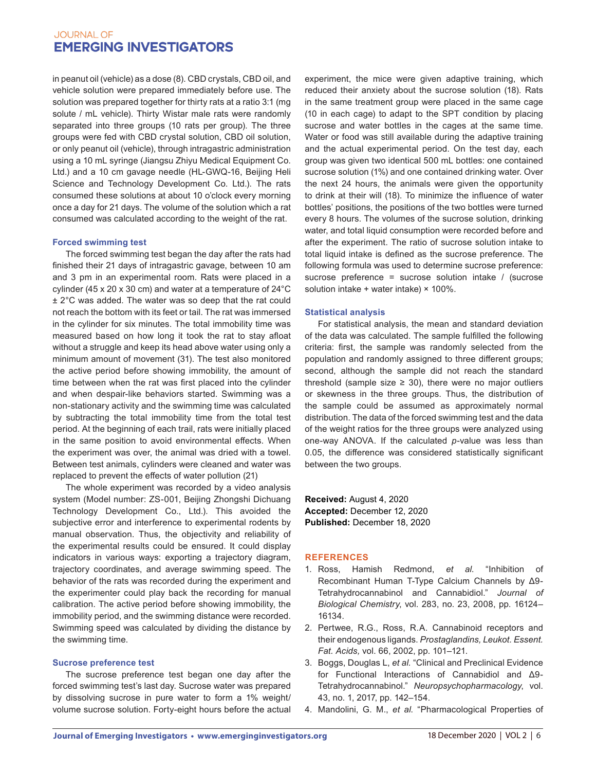in peanut oil (vehicle) as a dose (8). CBD crystals, CBD oil, and vehicle solution were prepared immediately before use. The solution was prepared together for thirty rats at a ratio 3:1 (mg solute / mL vehicle). Thirty Wistar male rats were randomly separated into three groups (10 rats per group). The three groups were fed with CBD crystal solution, CBD oil solution, or only peanut oil (vehicle), through intragastric administration using a 10 mL syringe (Jiangsu Zhiyu Medical Equipment Co. Ltd.) and a 10 cm gavage needle (HL-GWQ-16, Beijing Heli Science and Technology Development Co. Ltd.). The rats consumed these solutions at about 10 o'clock every morning once a day for 21 days. The volume of the solution which a rat consumed was calculated according to the weight of the rat.

### Forced swimming test

The forced swimming test began the day after the rats had finished their 21 days of intragastric gavage, between 10 am and 3 pm in an experimental room. Rats were placed in a cylinder (45 x 20 x 30 cm) and water at a temperature of 24°C ± 2°C was added. The water was so deep that the rat could not reach the bottom with its feet or tail. The rat was immersed in the cylinder for six minutes. The total immobility time was measured based on how long it took the rat to stay afloat without a struggle and keep its head above water using only a minimum amount of movement (31). The test also monitored the active period before showing immobility, the amount of time between when the rat was first placed into the cylinder and when despair-like behaviors started. Swimming was a non-stationary activity and the swimming time was calculated by subtracting the total immobility time from the total test period. At the beginning of each trail, rats were initially placed in the same position to avoid environmental effects. When the experiment was over, the animal was dried with a towel. Between test animals, cylinders were cleaned and water was replaced to prevent the effects of water pollution (21)

The whole experiment was recorded by a video analysis system (Model number: ZS-001, Beijing Zhongshi Dichuang Technology Development Co., Ltd.). This avoided the subjective error and interference to experimental results by manual observation. Thus, the objectivity and reliability of the experimental results could be ensured. It could display indicators in various ways: exporting a trajectory diagram, trajectory coordinates, and average swimming speed. The behavior of the rats was recorded during the experiment and the experimenter could play back the recording for manual calibration. The active period before showing immobility, the immobility period, and the swimming distance were recorded. Swimming speed was calculated by dividing the distance by the swimming time.

### Sucrose preference test

The sucrose preference test began one day after the forced swimming test's last day. Sucrose water was prepared by dissolving sucrose in pure water to form a 1% weight/volume sucrose solution. Forty-eight hours before the actual experiment, the mice were given adaptive training, which reduced their anxiety about the sucrose solution (18). Rats in the same treatment group were placed in the same cage (10 in each cage) to adapt to the SPT condition by placing sucrose and water bottles in the cages at the same time. Water or food was still available during the adaptive training and the actual experimental period. On the test day, each group was given two identical 500 mL bottles: one contained sucrose solution (1%) and one contained drinking water. Over the next 24 hours, the animals were given the opportunity to drink at their will (18). To minimize the influence of water bottles' positions, the positions of the two bottles were turned every 8 hours. The volumes of the sucrose solution, drinking water, and total liquid consumption were recorded before and after the experiment. The ratio of sucrose solution intake to total liquid intake is defined as the sucrose preference. The following formula was used to determine sucrose preference: sucrose preference = sucrose solution intake / (sucrose solution intake + water intake) × 100%.

### Statistical analysis

For statistical analysis, the mean and standard deviation of the data was calculated. The sample fulfilled the following criteria: first, the sample was randomly selected from the population and randomly assigned to three different groups; second, although the sample did not reach the standard threshold (sample size ≥ 30), there were no major outliers or skewness in the three groups. Thus, the distribution of the sample could be assumed as approximately normal distribution. The data of the forced swimming test and the data of the weight ratios for the three groups were analyzed using one-way ANOVA. If the calculated $p$-value was less than 0.05, the difference was considered statistically significant between the two groups.

**Received:** August 4, 2020
**Accepted:** December 12, 2020
**Published:** December 18, 2020

## REFERENCES

1. Ross, Hamish Redmond, *et al.* "Inhibition of Recombinant Human T-Type Calcium Channels by Δ9-Tetrahydrocannabinol and Cannabidiol." *Journal of Biological Chemistry*, vol. 283, no. 23, 2008, pp. 16124–16134.
2. Pertwee, R.G., Ross, R.A. Cannabinoid receptors and their endogenous ligands. *Prostaglandins, Leukot. Essent. Fat. Acids,* vol. 66, 2002, pp. 101–121.
3. Boggs, Douglas L, *et al.* "Clinical and Preclinical Evidence for Functional Interactions of Cannabidiol and Δ9-Tetrahydrocannabinol." *Neuropsychopharmacology*, vol. 43, no. 1, 2017, pp. 142–154.
4. Mandolini, G. M., *et al.* "Pharmacological Properties of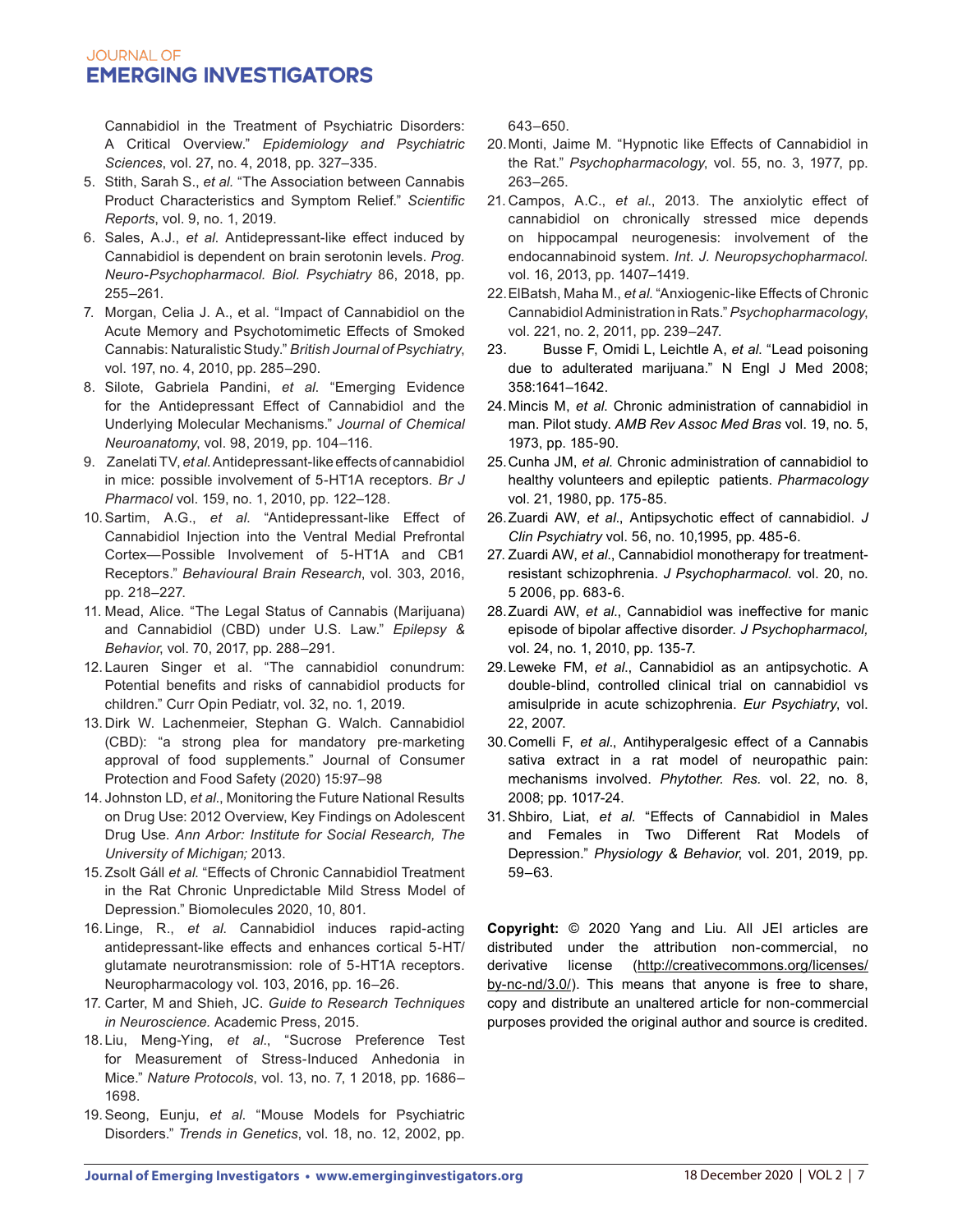Cannabidiol in the Treatment of Psychiatric Disorders: A Critical Overview." *Epidemiology and Psychiatric Sciences*, vol. 27, no. 4, 2018, pp. 327–335.

5. Stith, Sarah S., *et al.* "The Association between Cannabis Product Characteristics and Symptom Relief." *Scientific Reports*, vol. 9, no. 1, 2019.
6. Sales, A.J., *et al.* Antidepressant-like effect induced by Cannabidiol is dependent on brain serotonin levels. *Prog. Neuro-Psychopharmacol. Biol. Psychiatry* 86, 2018, pp. 255–261.
7. Morgan, Celia J. A., et al. "Impact of Cannabidiol on the Acute Memory and Psychotomimetic Effects of Smoked Cannabis: Naturalistic Study." *British Journal of Psychiatry*, vol. 197, no. 4, 2010, pp. 285–290.
8. Silote, Gabriela Pandini, *et al.* "Emerging Evidence for the Antidepressant Effect of Cannabidiol and the Underlying Molecular Mechanisms." *Journal of Chemical Neuroanatomy*, vol. 98, 2019, pp. 104–116.
9. Zanelati TV, *et al.* Antidepressant-like effects of cannabidiol in mice: possible involvement of 5-HT1A receptors. *Br J Pharmacol* vol. 159, no. 1, 2010, pp. 122–128.
10. Sartim, A.G., *et al.* "Antidepressant-like Effect of Cannabidiol Injection into the Ventral Medial Prefrontal Cortex—Possible Involvement of 5-HT1A and CB1 Receptors." *Behavioural Brain Research*, vol. 303, 2016, pp. 218–227.
11. Mead, Alice. "The Legal Status of Cannabis (Marijuana) and Cannabidiol (CBD) under U.S. Law." *Epilepsy & Behavior*, vol. 70, 2017, pp. 288–291.
12. Lauren Singer et al. "The cannabidiol conundrum: Potential benefits and risks of cannabidiol products for children." Curr Opin Pediatr, vol. 32, no. 1, 2019.
13. Dirk W. Lachenmeier, Stephan G. Walch. Cannabidiol (CBD): "a strong plea for mandatory pre-marketing approval of food supplements." Journal of Consumer Protection and Food Safety (2020) 15:97–98
14. Johnston LD, *et al*., Monitoring the Future National Results on Drug Use: 2012 Overview, Key Findings on Adolescent Drug Use. *Ann Arbor: Institute for Social Research, The University of Michigan;* 2013.
15. Zsolt Gáll *et al.* "Effects of Chronic Cannabidiol Treatment in the Rat Chronic Unpredictable Mild Stress Model of Depression." Biomolecules 2020, 10, 801.
16. Linge, R., *et al.* Cannabidiol induces rapid-acting antidepressant-like effects and enhances cortical 5-HT/glutamate neurotransmission: role of 5-HT1A receptors. Neuropharmacology vol. 103, 2016, pp. 16–26.
17. Carter, M and Shieh, JC. *Guide to Research Techniques in Neuroscience.* Academic Press, 2015.
18. Liu, Meng-Ying, *et al*., "Sucrose Preference Test for Measurement of Stress-Induced Anhedonia in Mice." *Nature Protocols*, vol. 13, no. 7, 1 2018, pp. 1686–1698.
19. Seong, Eunju, *et al.* "Mouse Models for Psychiatric Disorders." *Trends in Genetics*, vol. 18, no. 12, 2002, pp. 643–650.
20. Monti, Jaime M. "Hypnotic like Effects of Cannabidiol in the Rat." *Psychopharmacology*, vol. 55, no. 3, 1977, pp. 263–265.
21. Campos, A.C., *et al*., 2013. The anxiolytic effect of cannabidiol on chronically stressed mice depends on hippocampal neurogenesis: involvement of the endocannabinoid system. *Int. J. Neuropsychopharmacol.* vol. 16, 2013, pp. 1407–1419.
22. ElBatsh, Maha M., *et al.* "Anxiogenic-like Effects of Chronic Cannabidiol Administration in Rats." *Psychopharmacology*, vol. 221, no. 2, 2011, pp. 239–247.
23. Busse F, Omidi L, Leichtle A, *et al.* "Lead poisoning due to adulterated marijuana." N Engl J Med 2008; 358:1641–1642.
24. Mincis M, *et al.* Chronic administration of cannabidiol in man. Pilot study. *AMB Rev Assoc Med Bras* vol. 19, no. 5, 1973, pp. 185-90.
25. Cunha JM, *et al.* Chronic administration of cannabidiol to healthy volunteers and epileptic patients. *Pharmacology* vol. 21, 1980, pp. 175-85.
26. Zuardi AW, *et al*., Antipsychotic effect of cannabidiol. *J Clin Psychiatry* vol. 56, no. 10,1995, pp. 485-6.
27. Zuardi AW, *et al*., Cannabidiol monotherapy for treatment-resistant schizophrenia. *J Psychopharmacol.* vol. 20, no. 5 2006, pp. 683-6.
28. Zuardi AW, *et al*., Cannabidiol was ineffective for manic episode of bipolar affective disorder. *J Psychopharmacol,* vol. 24, no. 1, 2010, pp. 135-7.
29. Leweke FM, *et al*., Cannabidiol as an antipsychotic. A double-blind, controlled clinical trial on cannabidiol vs amisulpride in acute schizophrenia. *Eur Psychiatry*, vol. 22, 2007.
30. Comelli F, *et al*., Antihyperalgesic effect of a Cannabis sativa extract in a rat model of neuropathic pain: mechanisms involved. *Phytother. Res.* vol. 22, no. 8, 2008; pp. 1017-24.
31. Shbiro, Liat, *et al.* "Effects of Cannabidiol in Males and Females in Two Different Rat Models of Depression." *Physiology & Behavior*, vol. 201, 2019, pp. 59–63.

**Copyright:** © 2020 Yang and Liu. All JEI articles are distributed under the attribution non-commercial, no derivative license (http://creativecommons.org/licenses/by-nc-nd/3.0/). This means that anyone is free to share, copy and distribute an unaltered article for non-commercial purposes provided the original author and source is credited.